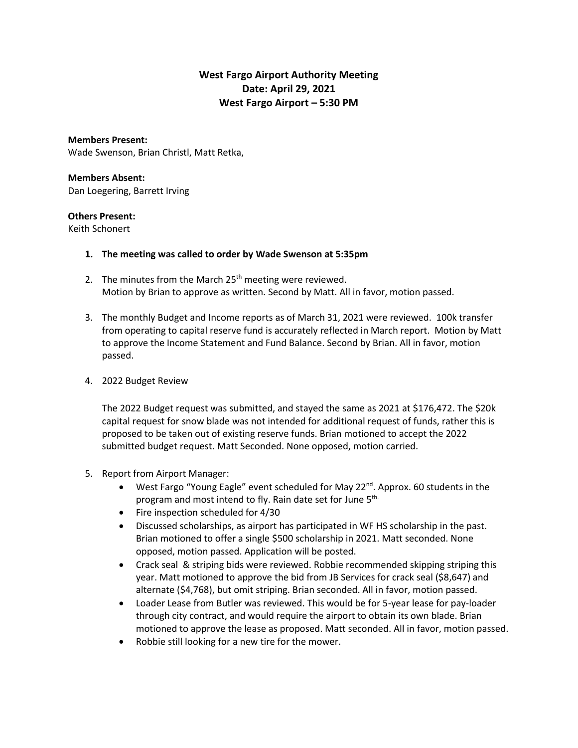# West Fargo Airport Authority Meeting
## Date: April 29, 2021
## West Fargo Airport – 5:30 PM

**Members Present:**
Wade Swenson, Brian Christl, Matt Retka,

**Members Absent:**
Dan Loegering, Barrett Irving

**Others Present:**
Keith Schonert

1. **The meeting was called to order by Wade Swenson at 5:35pm**

2. The minutes from the March 25th meeting were reviewed.
   Motion by Brian to approve as written. Second by Matt. All in favor, motion passed.

3. The monthly Budget and Income reports as of March 31, 2021 were reviewed. 100k transfer from operating to capital reserve fund is accurately reflected in March report. Motion by Matt to approve the Income Statement and Fund Balance. Second by Brian. All in favor, motion passed.

4. 2022 Budget Review

   The 2022 Budget request was submitted, and stayed the same as 2021 at $176,472. The $20k capital request for snow blade was not intended for additional request of funds, rather this is proposed to be taken out of existing reserve funds. Brian motioned to accept the 2022 submitted budget request. Matt Seconded. None opposed, motion carried.

5. Report from Airport Manager:
   - West Fargo "Young Eagle" event scheduled for May 22nd. Approx. 60 students in the program and most intend to fly. Rain date set for June 5th.
   - Fire inspection scheduled for 4/30
   - Discussed scholarships, as airport has participated in WF HS scholarship in the past. Brian motioned to offer a single $500 scholarship in 2021. Matt seconded. None opposed, motion passed. Application will be posted.
   - Crack seal & striping bids were reviewed. Robbie recommended skipping striping this year. Matt motioned to approve the bid from JB Services for crack seal ($8,647) and alternate ($4,768), but omit striping. Brian seconded. All in favor, motion passed.
   - Loader Lease from Butler was reviewed. This would be for 5-year lease for pay-loader through city contract, and would require the airport to obtain its own blade. Brian motioned to approve the lease as proposed. Matt seconded. All in favor, motion passed.
   - Robbie still looking for a new tire for the mower.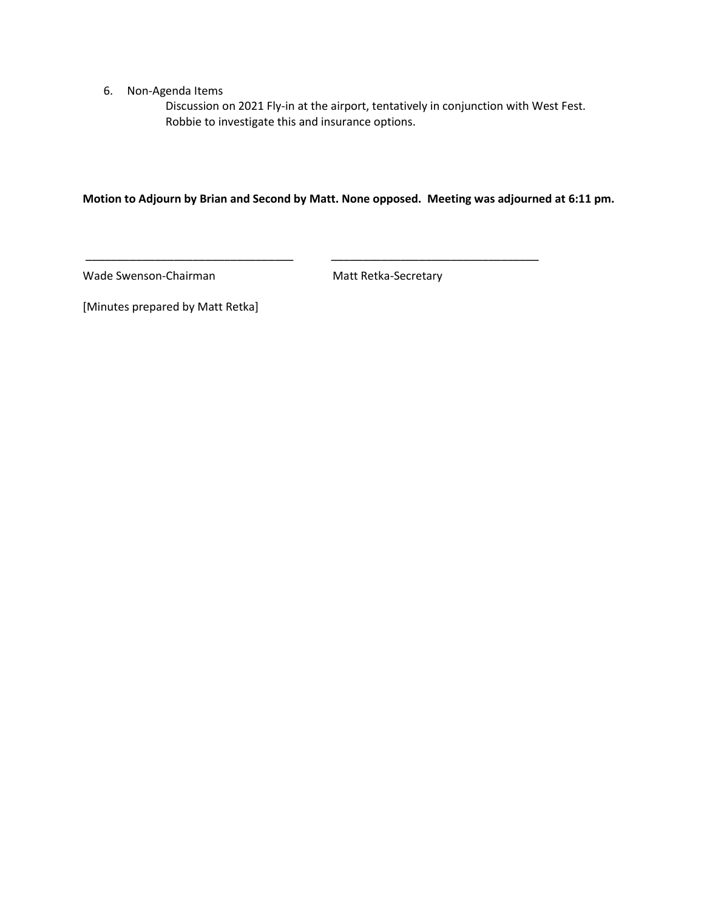6. Non-Agenda Items

   Discussion on 2021 Fly-in at the airport, tentatively in conjunction with West Fest. Robbie to investigate this and insurance options.

**Motion to Adjourn by Brian and Second by Matt. None opposed. Meeting was adjourned at 6:11 pm.**

_________________________________ _________________________________

Wade Swenson-Chairman Matt Retka-Secretary

[Minutes prepared by Matt Retka]